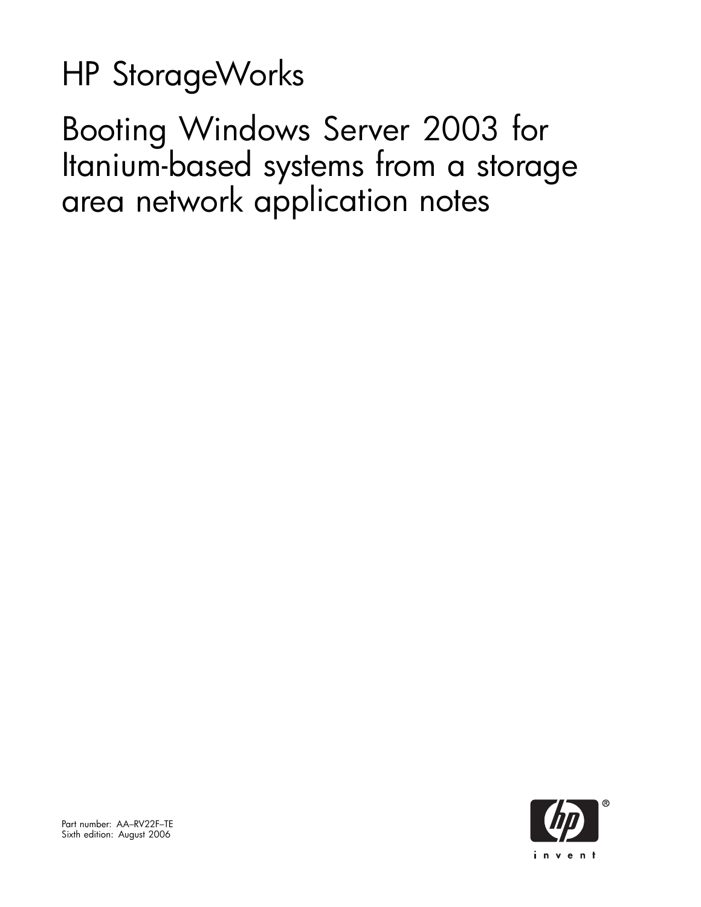# HP StorageWorks

# Booting Windows Server 2003 for Itanium-based systems from a storage area network application notes

Part number: AA–RV22F–TE
Sixth edition: August 2006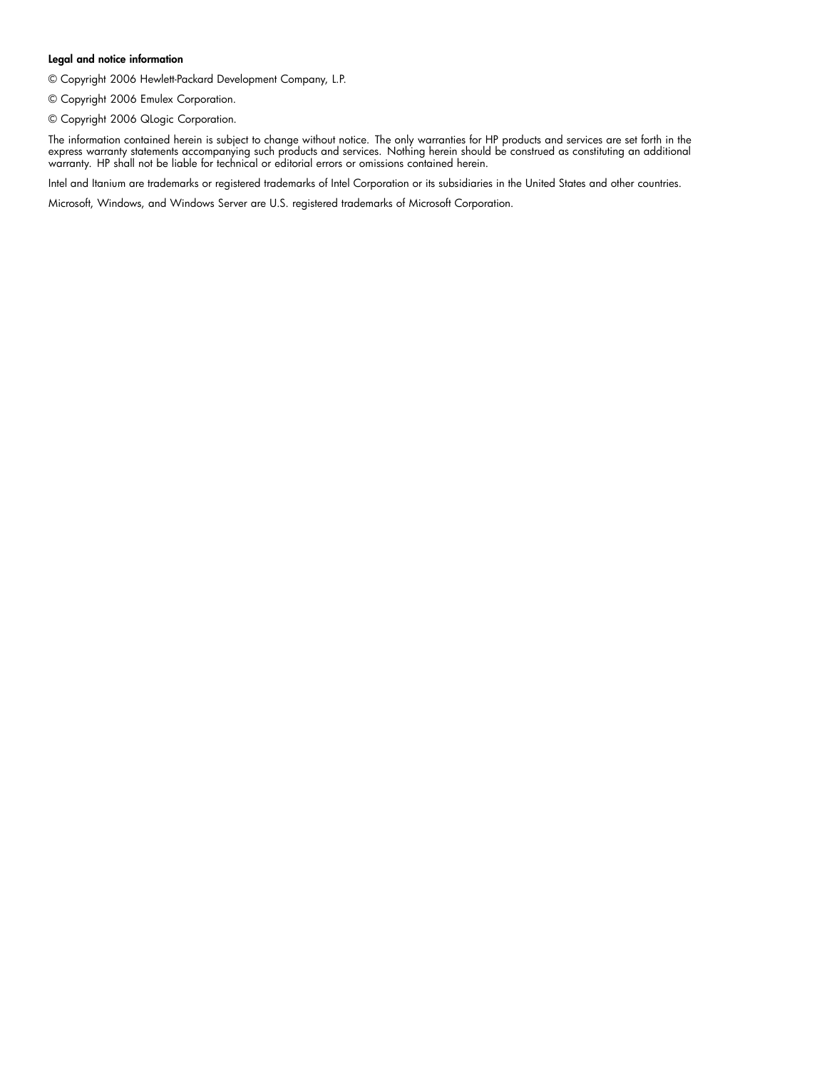**Legal and notice information**

© Copyright 2006 Hewlett-Packard Development Company, L.P.

© Copyright 2006 Emulex Corporation.

© Copyright 2006 QLogic Corporation.

The information contained herein is subject to change without notice. The only warranties for HP products and services are set forth in the express warranty statements accompanying such products and services. Nothing herein should be construed as constituting an additional warranty. HP shall not be liable for technical or editorial errors or omissions contained herein.

Intel and Itanium are trademarks or registered trademarks of Intel Corporation or its subsidiaries in the United States and other countries.

Microsoft, Windows, and Windows Server are U.S. registered trademarks of Microsoft Corporation.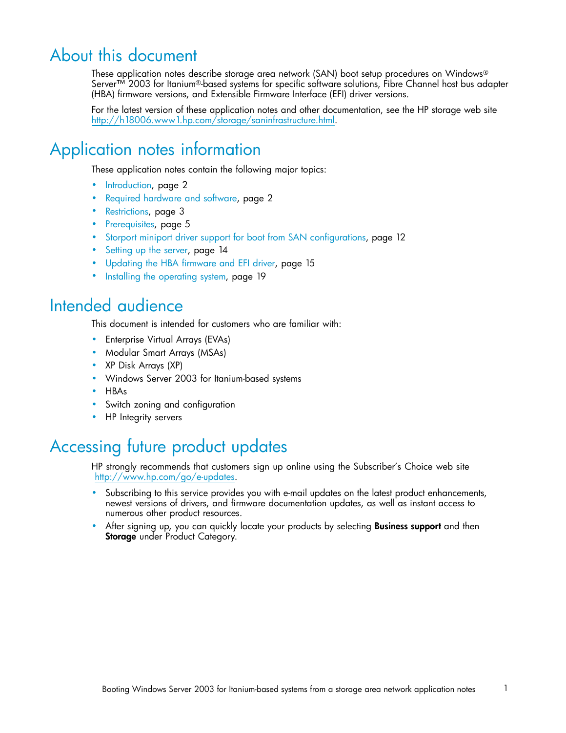# About this document

These application notes describe storage area network (SAN) boot setup procedures on Windows® Server™ 2003 for Itanium®-based systems for specific software solutions, Fibre Channel host bus adapter (HBA) firmware versions, and Extensible Firmware Interface (EFI) driver versions.

For the latest version of these application notes and other documentation, see the HP storage web site http://h18006.www1.hp.com/storage/saninfrastructure.html.

# Application notes information

These application notes contain the following major topics:

- Introduction, page 2
- Required hardware and software, page 2
- Restrictions, page 3
- Prerequisites, page 5
- Storport miniport driver support for boot from SAN configurations, page 12
- Setting up the server, page 14
- Updating the HBA firmware and EFI driver, page 15
- Installing the operating system, page 19

# Intended audience

This document is intended for customers who are familiar with:

- Enterprise Virtual Arrays (EVAs)
- Modular Smart Arrays (MSAs)
- XP Disk Arrays (XP)
- Windows Server 2003 for Itanium-based systems
- HBAs
- Switch zoning and configuration
- HP Integrity servers

# Accessing future product updates

HP strongly recommends that customers sign up online using the Subscriber's Choice web site http://www.hp.com/go/e-updates.

- Subscribing to this service provides you with e-mail updates on the latest product enhancements, newest versions of drivers, and firmware documentation updates, as well as instant access to numerous other product resources.
- After signing up, you can quickly locate your products by selecting **Business support** and then **Storage** under Product Category.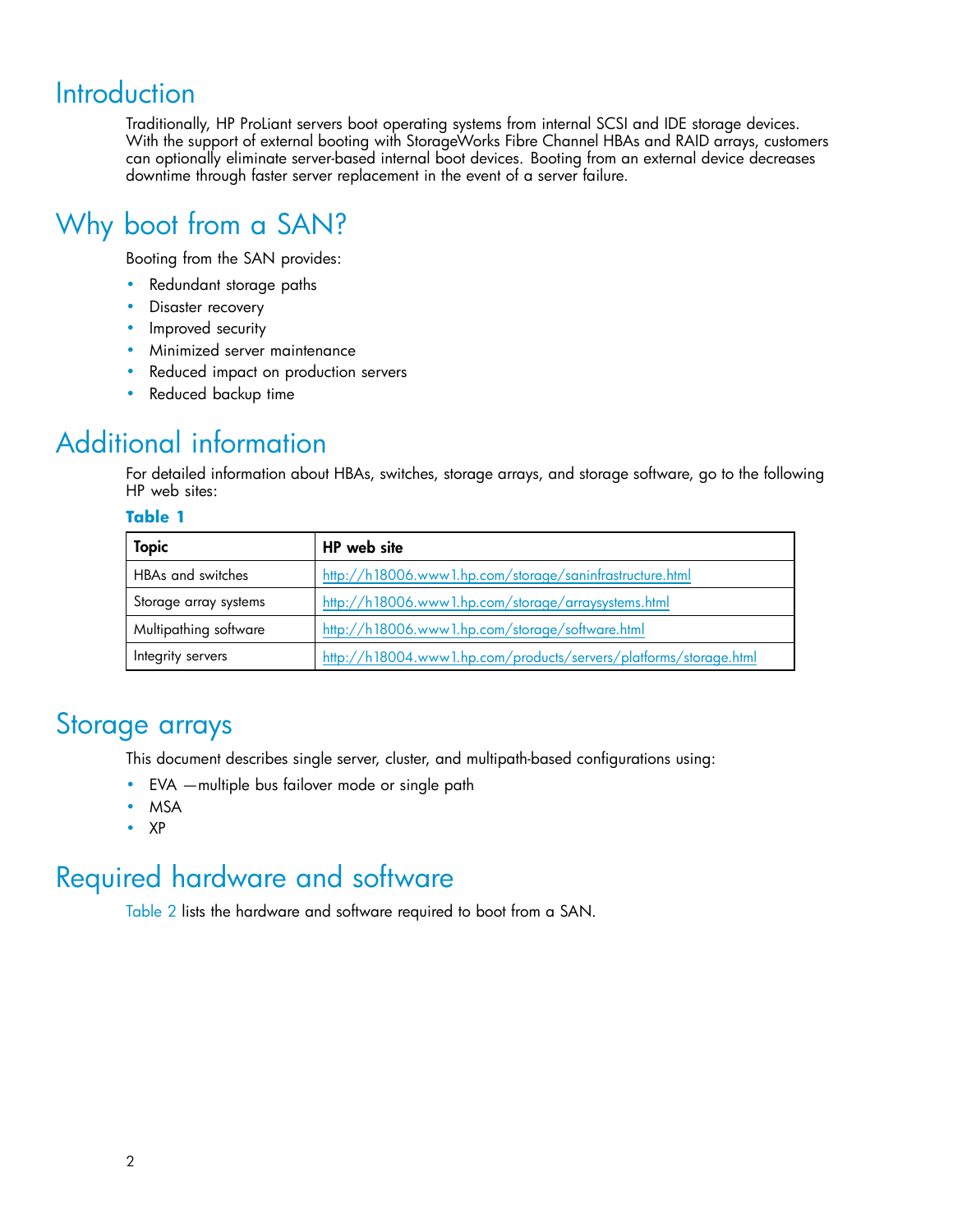# Introduction

Traditionally, HP ProLiant servers boot operating systems from internal SCSI and IDE storage devices. With the support of external booting with StorageWorks Fibre Channel HBAs and RAID arrays, customers can optionally eliminate server-based internal boot devices. Booting from an external device decreases downtime through faster server replacement in the event of a server failure.

# Why boot from a SAN?

Booting from the SAN provides:

- Redundant storage paths
- Disaster recovery
- Improved security
- Minimized server maintenance
- Reduced impact on production servers
- Reduced backup time

# Additional information

For detailed information about HBAs, switches, storage arrays, and storage software, go to the following HP web sites:

**Table 1**

| Topic | HP web site |
|---|---|
| HBAs and switches | http://h18006.www1.hp.com/storage/saninfrastructure.html |
| Storage array systems | http://h18006.www1.hp.com/storage/arraysystems.html |
| Multipathing software | http://h18006.www1.hp.com/storage/software.html |
| Integrity servers | http://h18004.www1.hp.com/products/servers/platforms/storage.html |

# Storage arrays

This document describes single server, cluster, and multipath-based configurations using:

- EVA —multiple bus failover mode or single path
- MSA
- XP

# Required hardware and software

Table 2 lists the hardware and software required to boot from a SAN.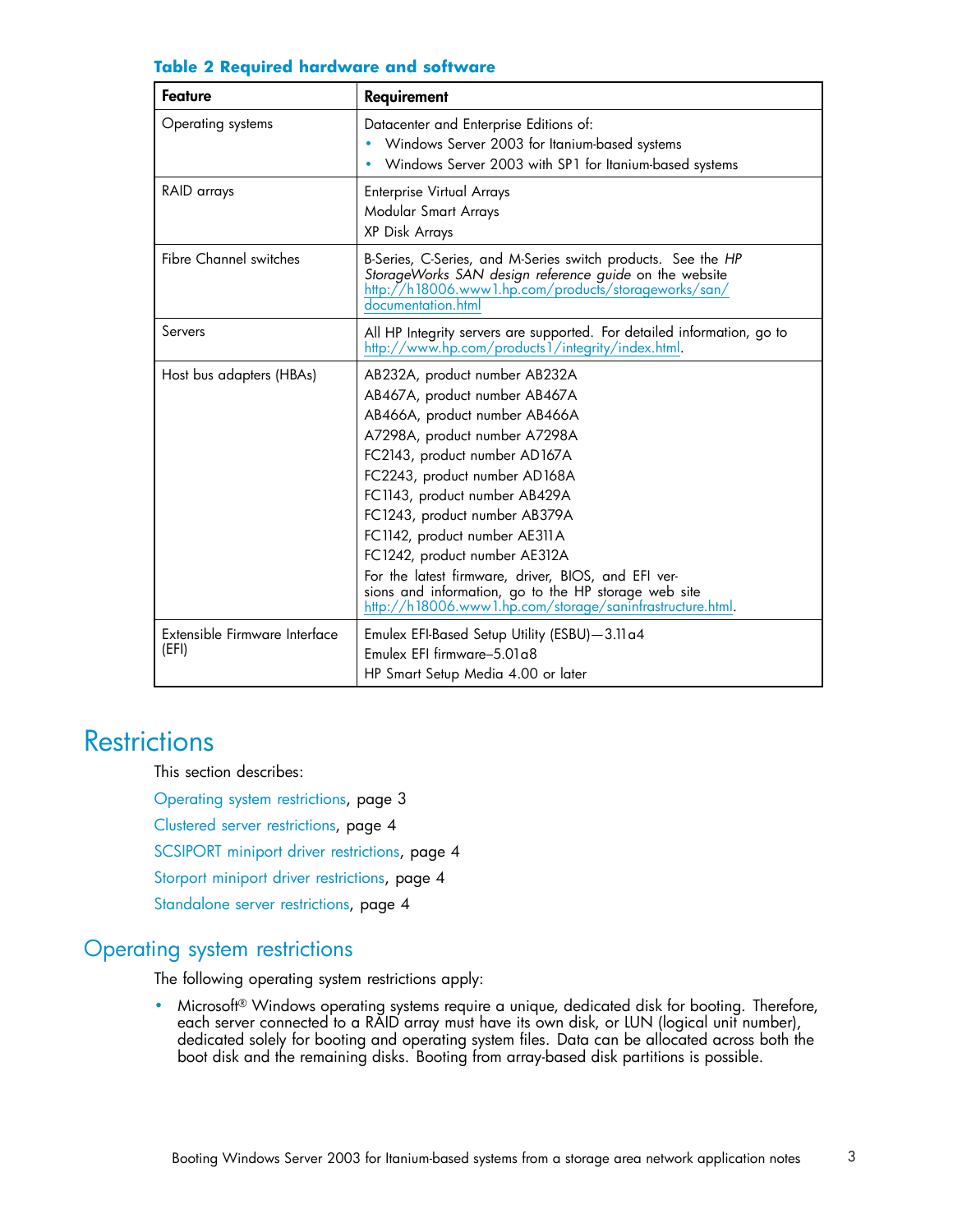**Table 2 Required hardware and software**

| Feature | Requirement |
| --- | --- |
| Operating systems | Datacenter and Enterprise Editions of:<br>• Windows Server 2003 for Itanium-based systems<br>• Windows Server 2003 with SP1 for Itanium-based systems |
| RAID arrays | Enterprise Virtual Arrays<br>Modular Smart Arrays<br>XP Disk Arrays |
| Fibre Channel switches | B-Series, C-Series, and M-Series switch products. See the *HP StorageWorks SAN design reference guide* on the website http://h18006.www1.hp.com/products/storageworks/san/documentation.html |
| Servers | All HP Integrity servers are supported. For detailed information, go to http://www.hp.com/products1/integrity/index.html. |
| Host bus adapters (HBAs) | AB232A, product number AB232A<br>AB467A, product number AB467A<br>AB466A, product number AB466A<br>A7298A, product number A7298A<br>FC2143, product number AD167A<br>FC2243, product number AD168A<br>FC1143, product number AB429A<br>FC1243, product number AB379A<br>FC1142, product number AE311A<br>FC1242, product number AE312A<br>For the latest firmware, driver, BIOS, and EFI versions and information, go to the HP storage web site http://h18006.www1.hp.com/storage/saninfrastructure.html. |
| Extensible Firmware Interface (EFI) | Emulex EFI-Based Setup Utility (ESBU)—3.11a4<br>Emulex EFI firmware–5.01a8<br>HP Smart Setup Media 4.00 or later |

# Restrictions

This section describes:

Operating system restrictions, page 3

Clustered server restrictions, page 4

SCSIPORT miniport driver restrictions, page 4

Storport miniport driver restrictions, page 4

Standalone server restrictions, page 4

## Operating system restrictions

The following operating system restrictions apply:

- Microsoft® Windows operating systems require a unique, dedicated disk for booting. Therefore, each server connected to a RAID array must have its own disk, or LUN (logical unit number), dedicated solely for booting and operating system files. Data can be allocated across both the boot disk and the remaining disks. Booting from array-based disk partitions is possible.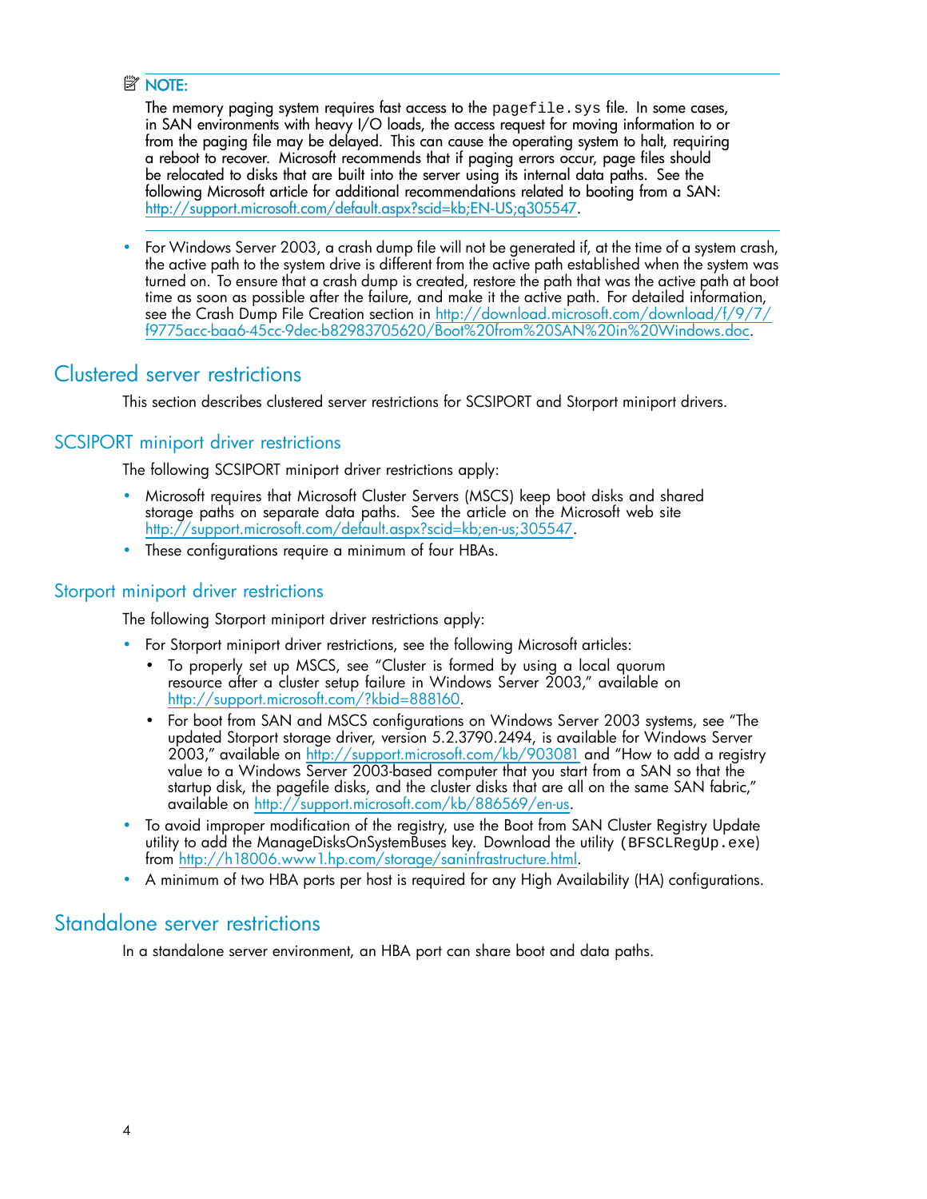**NOTE:**

The memory paging system requires fast access to the `pagefile.sys` file. In some cases, in SAN environments with heavy I/O loads, the access request for moving information to or from the paging file may be delayed. This can cause the operating system to halt, requiring a reboot to recover. Microsoft recommends that if paging errors occur, page files should be relocated to disks that are built into the server using its internal data paths. See the following Microsoft article for additional recommendations related to booting from a SAN: http://support.microsoft.com/default.aspx?scid=kb;EN-US;q305547.

- For Windows Server 2003, a crash dump file will not be generated if, at the time of a system crash, the active path to the system drive is different from the active path established when the system was turned on. To ensure that a crash dump is created, restore the path that was the active path at boot time as soon as possible after the failure, and make it the active path. For detailed information, see the Crash Dump File Creation section in http://download.microsoft.com/download/f/9/7/f9775acc-baa6-45cc-9dec-b82983705620/Boot%20from%20SAN%20in%20Windows.doc.

## Clustered server restrictions

This section describes clustered server restrictions for SCSIPORT and Storport miniport drivers.

### SCSIPORT miniport driver restrictions

The following SCSIPORT miniport driver restrictions apply:

- Microsoft requires that Microsoft Cluster Servers (MSCS) keep boot disks and shared storage paths on separate data paths. See the article on the Microsoft web site http://support.microsoft.com/default.aspx?scid=kb;en-us;305547.
- These configurations require a minimum of four HBAs.

### Storport miniport driver restrictions

The following Storport miniport driver restrictions apply:

- For Storport miniport driver restrictions, see the following Microsoft articles:
  - To properly set up MSCS, see "Cluster is formed by using a local quorum resource after a cluster setup failure in Windows Server 2003," available on http://support.microsoft.com/?kbid=888160.
  - For boot from SAN and MSCS configurations on Windows Server 2003 systems, see "The updated Storport storage driver, version 5.2.3790.2494, is available for Windows Server 2003," available on http://support.microsoft.com/kb/903081 and "How to add a registry value to a Windows Server 2003-based computer that you start from a SAN so that the startup disk, the pagefile disks, and the cluster disks that are all on the same SAN fabric," available on http://support.microsoft.com/kb/886569/en-us.
- To avoid improper modification of the registry, use the Boot from SAN Cluster Registry Update utility to add the ManageDisksOnSystemBuses key. Download the utility (`BFSCLRegUp.exe`) from http://h18006.www1.hp.com/storage/saninfrastructure.html.
- A minimum of two HBA ports per host is required for any High Availability (HA) configurations.

## Standalone server restrictions

In a standalone server environment, an HBA port can share boot and data paths.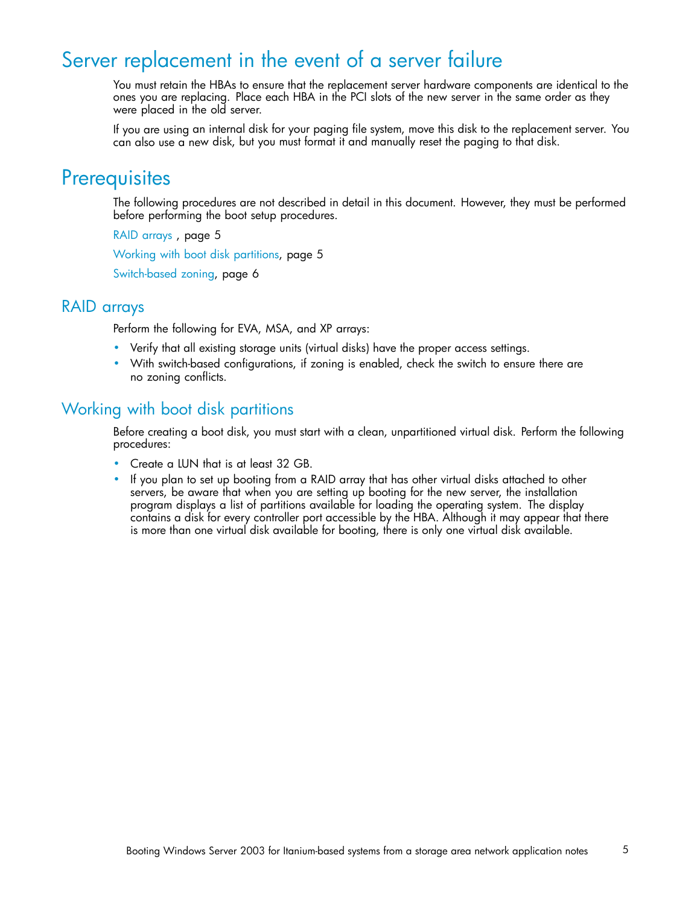# Server replacement in the event of a server failure

You must retain the HBAs to ensure that the replacement server hardware components are identical to the ones you are replacing. Place each HBA in the PCI slots of the new server in the same order as they were placed in the old server.

If you are using an internal disk for your paging file system, move this disk to the replacement server. You can also use a new disk, but you must format it and manually reset the paging to that disk.

# Prerequisites

The following procedures are not described in detail in this document. However, they must be performed before performing the boot setup procedures.

RAID arrays , page 5

Working with boot disk partitions, page 5

Switch-based zoning, page 6

## RAID arrays

Perform the following for EVA, MSA, and XP arrays:

- Verify that all existing storage units (virtual disks) have the proper access settings.
- With switch-based configurations, if zoning is enabled, check the switch to ensure there are no zoning conflicts.

## Working with boot disk partitions

Before creating a boot disk, you must start with a clean, unpartitioned virtual disk. Perform the following procedures:

- Create a LUN that is at least 32 GB.
- If you plan to set up booting from a RAID array that has other virtual disks attached to other servers, be aware that when you are setting up booting for the new server, the installation program displays a list of partitions available for loading the operating system. The display contains a disk for every controller port accessible by the HBA. Although it may appear that there is more than one virtual disk available for booting, there is only one virtual disk available.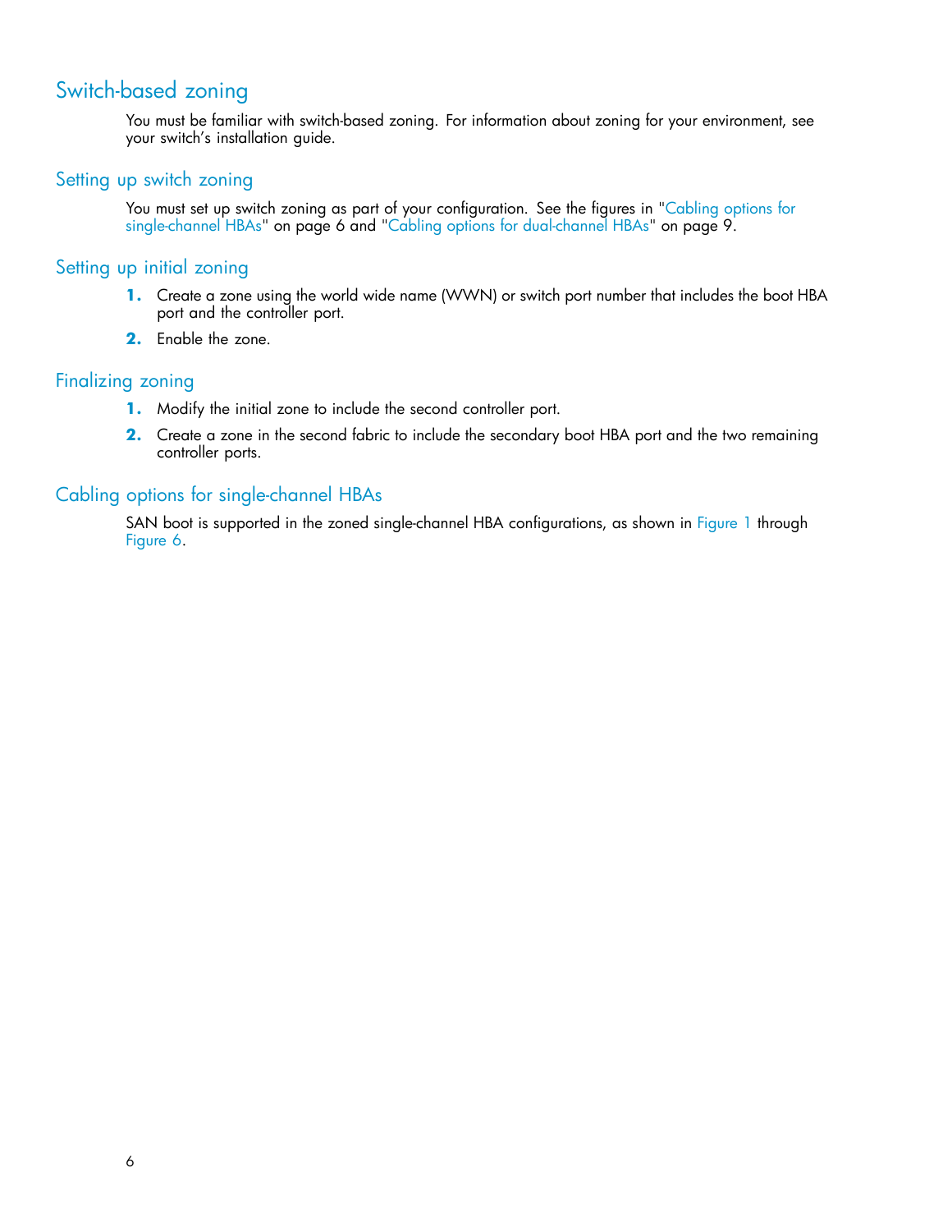## Switch-based zoning

You must be familiar with switch-based zoning. For information about zoning for your environment, see your switch's installation guide.

### Setting up switch zoning

You must set up switch zoning as part of your configuration. See the figures in "Cabling options for single-channel HBAs" on page 6 and "Cabling options for dual-channel HBAs" on page 9.

### Setting up initial zoning

1. Create a zone using the world wide name (WWN) or switch port number that includes the boot HBA port and the controller port.
2. Enable the zone.

### Finalizing zoning

1. Modify the initial zone to include the second controller port.
2. Create a zone in the second fabric to include the secondary boot HBA port and the two remaining controller ports.

### Cabling options for single-channel HBAs

SAN boot is supported in the zoned single-channel HBA configurations, as shown in Figure 1 through Figure 6.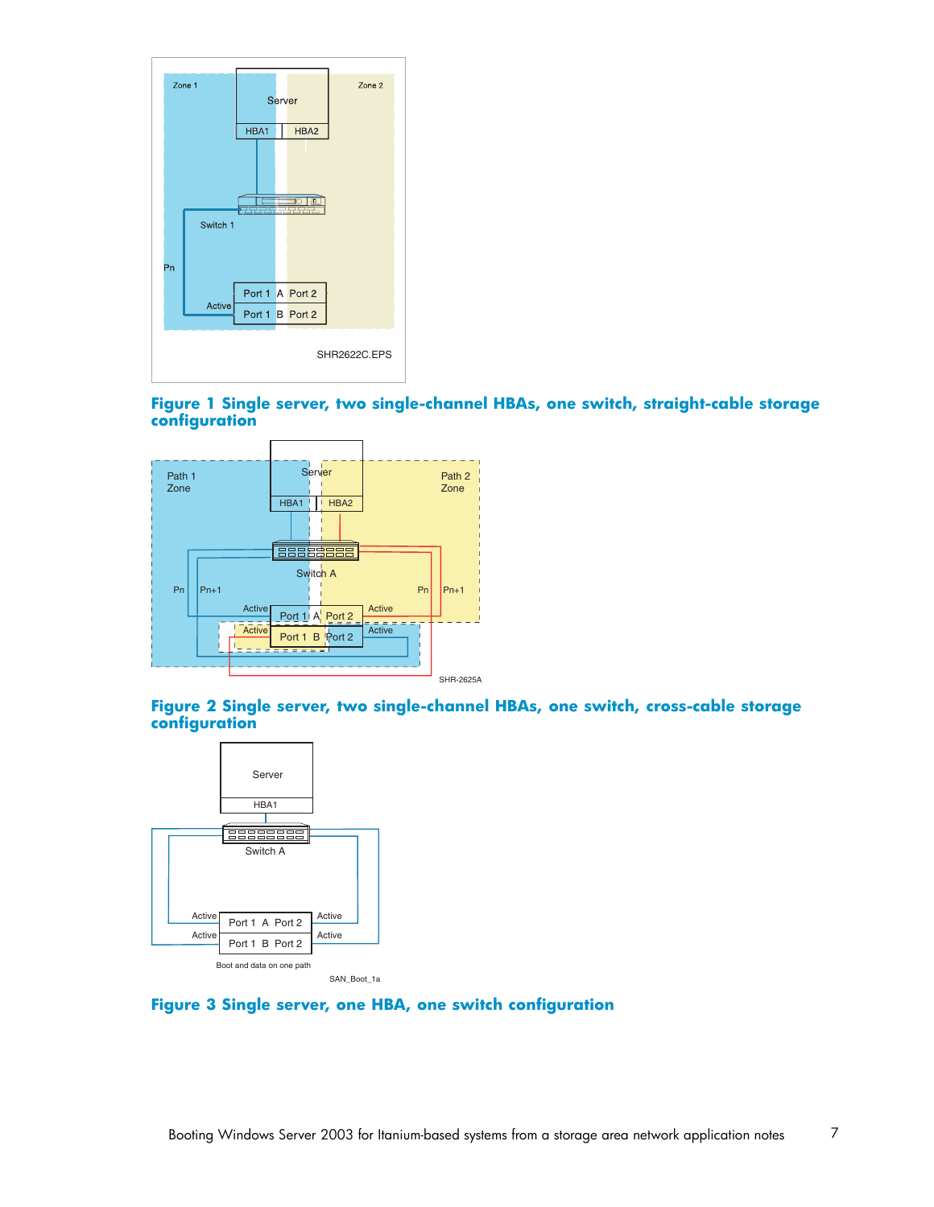**Figure 1 Single server, two single-channel HBAs, one switch, straight-cable storage configuration**

**Figure 2 Single server, two single-channel HBAs, one switch, cross-cable storage configuration**

**Figure 3 Single server, one HBA, one switch configuration**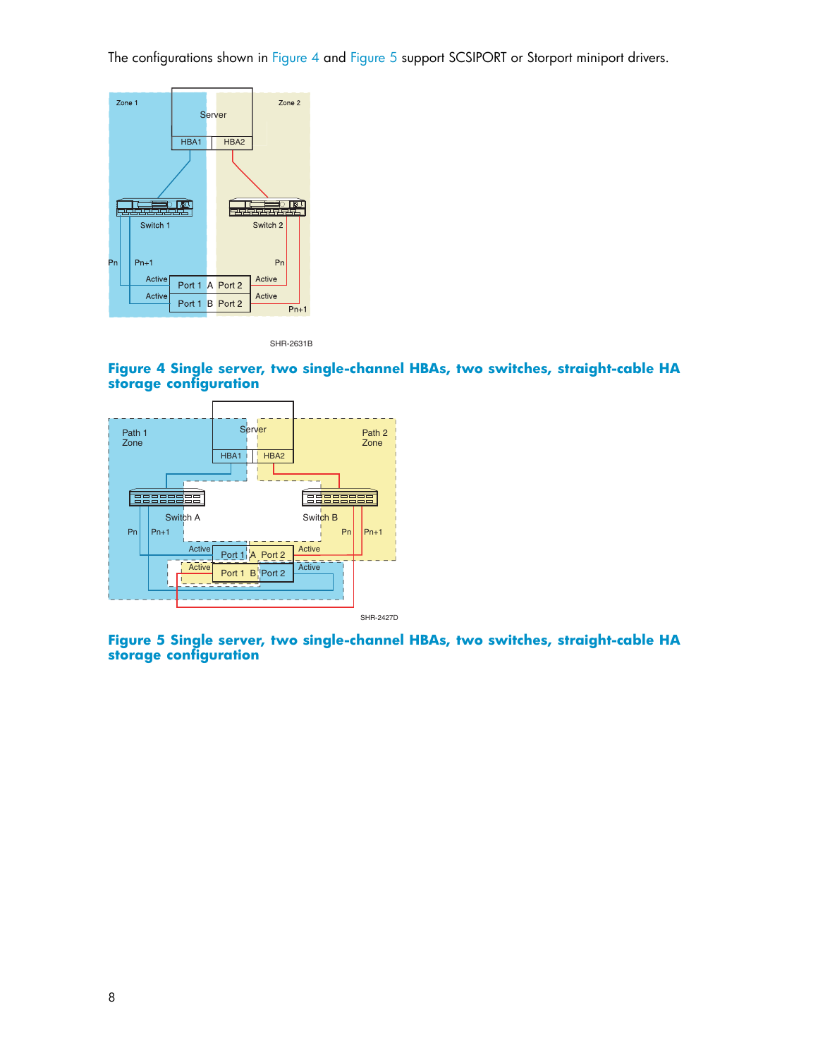The configurations shown in Figure 4 and Figure 5 support SCSIPORT or Storport miniport drivers.

**Figure 4 Single server, two single-channel HBAs, two switches, straight-cable HA storage configuration**

**Figure 5 Single server, two single-channel HBAs, two switches, straight-cable HA storage configuration**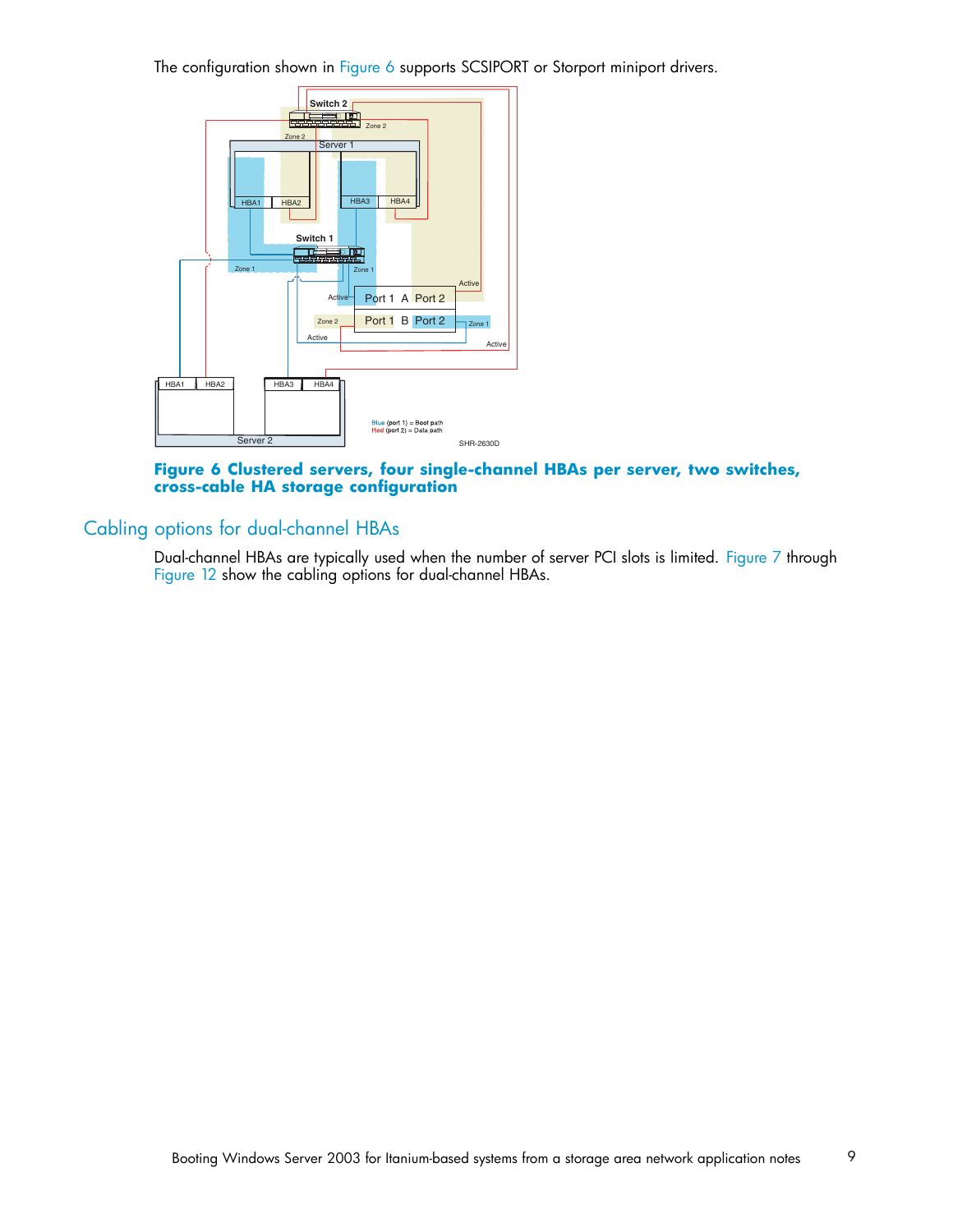The configuration shown in Figure 6 supports SCSIPORT or Storport miniport drivers.

**Figure 6 Clustered servers, four single-channel HBAs per server, two switches, cross-cable HA storage configuration**

## Cabling options for dual-channel HBAs

Dual-channel HBAs are typically used when the number of server PCI slots is limited. Figure 7 through Figure 12 show the cabling options for dual-channel HBAs.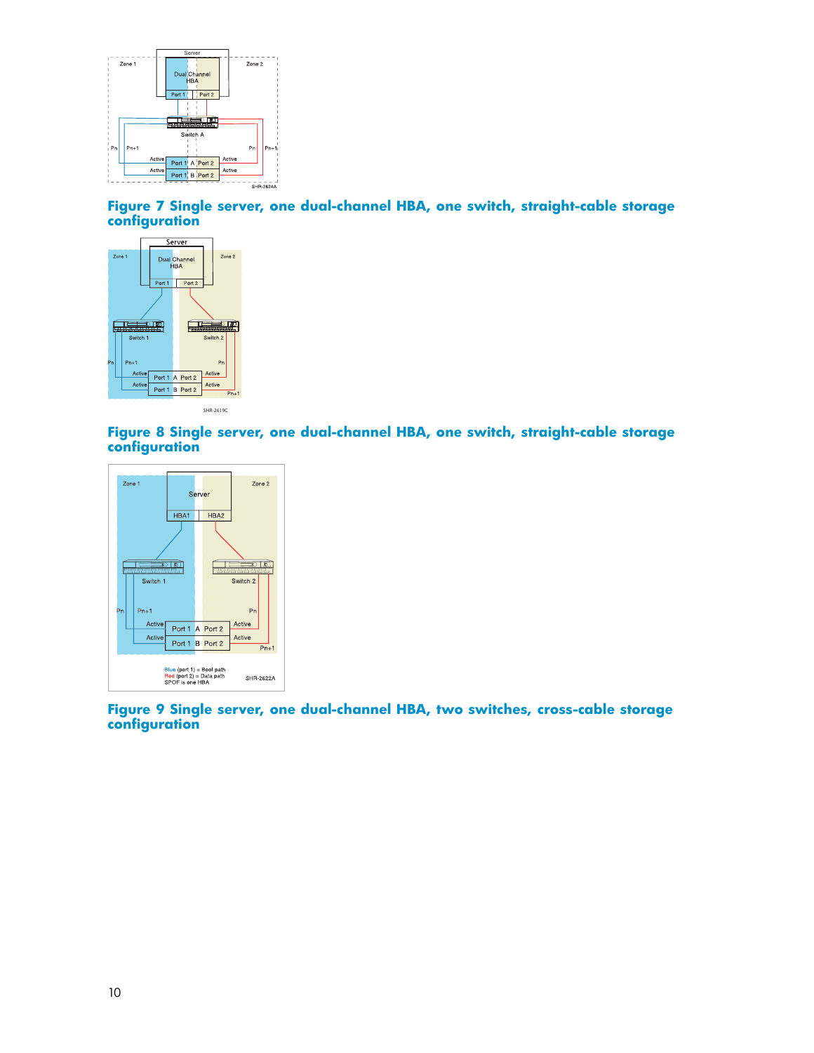**Figure 7 Single server, one dual-channel HBA, one switch, straight-cable storage configuration**

**Figure 8 Single server, one dual-channel HBA, one switch, straight-cable storage configuration**

**Figure 9 Single server, one dual-channel HBA, two switches, cross-cable storage configuration**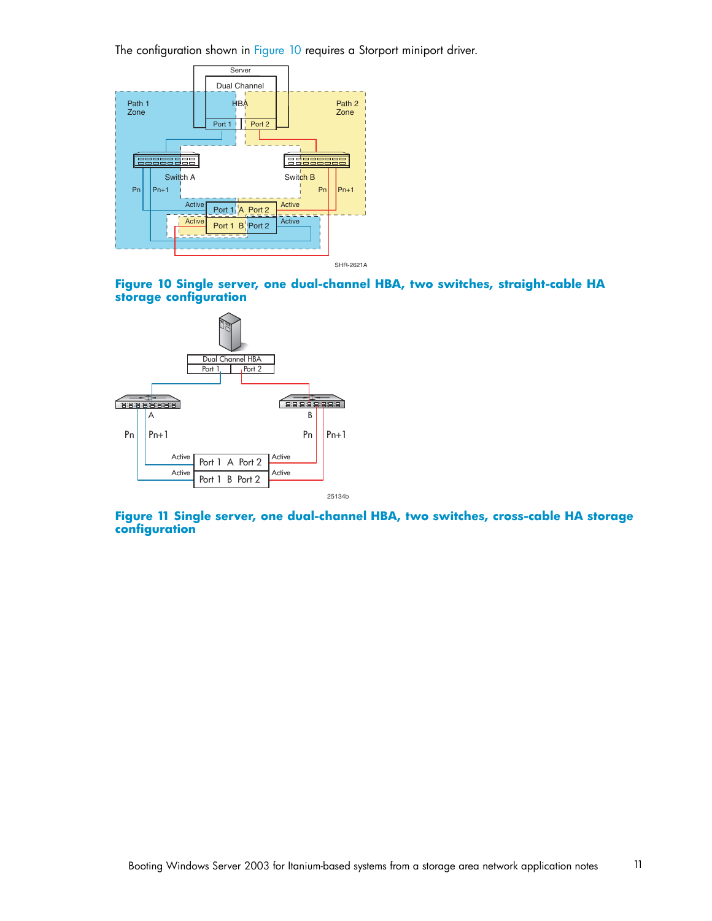The configuration shown in Figure 10 requires a Storport miniport driver.

**Figure 10 Single server, one dual-channel HBA, two switches, straight-cable HA storage configuration**

**Figure 11 Single server, one dual-channel HBA, two switches, cross-cable HA storage configuration**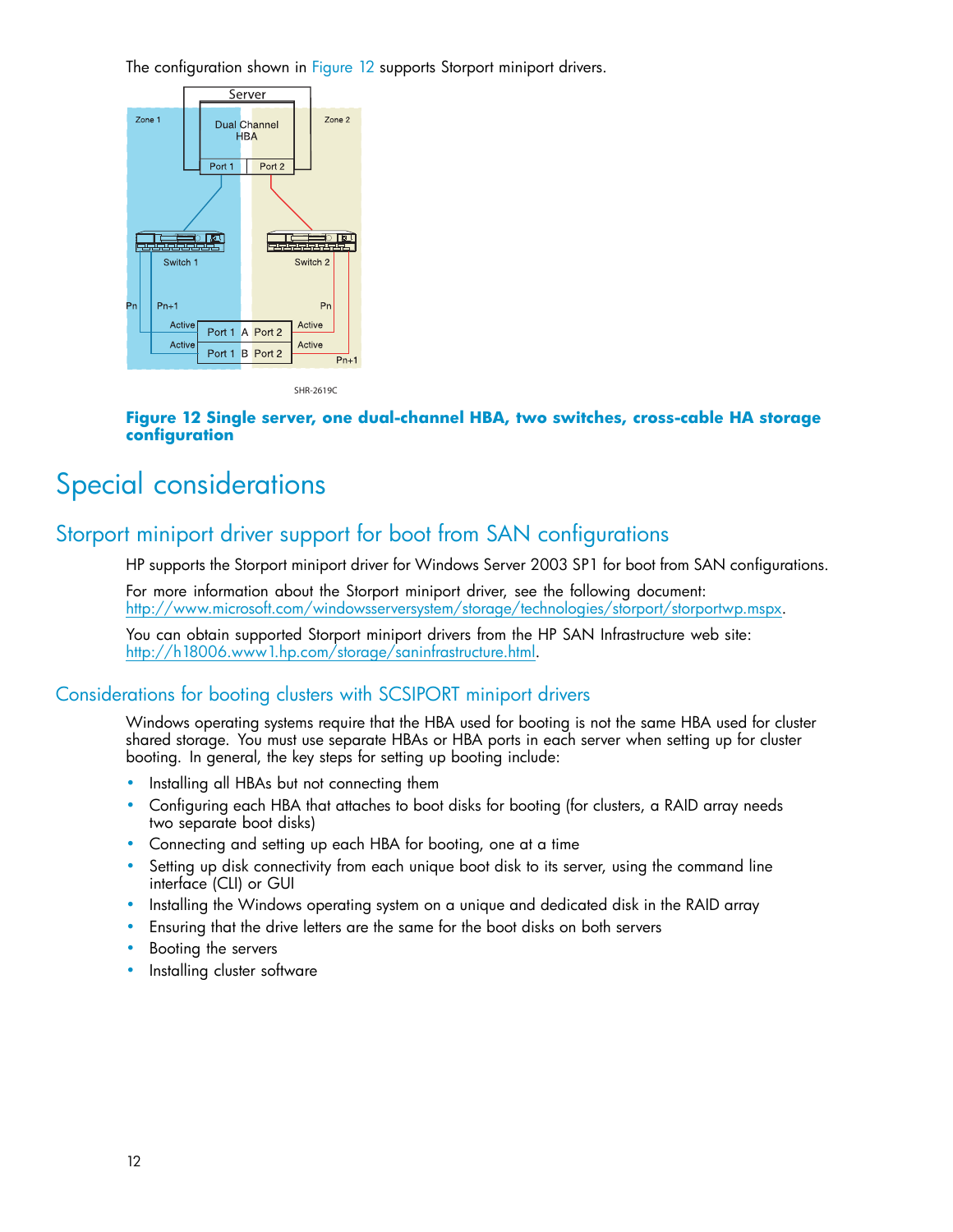The configuration shown in Figure 12 supports Storport miniport drivers.

**Figure 12 Single server, one dual-channel HBA, two switches, cross-cable HA storage configuration**

# Special considerations

## Storport miniport driver support for boot from SAN configurations

HP supports the Storport miniport driver for Windows Server 2003 SP1 for boot from SAN configurations.

For more information about the Storport miniport driver, see the following document: http://www.microsoft.com/windowsserversystem/storage/technologies/storport/storportwp.mspx.

You can obtain supported Storport miniport drivers from the HP SAN Infrastructure web site: http://h18006.www1.hp.com/storage/saninfrastructure.html.

## Considerations for booting clusters with SCSIPORT miniport drivers

Windows operating systems require that the HBA used for booting is not the same HBA used for cluster shared storage. You must use separate HBAs or HBA ports in each server when setting up for cluster booting. In general, the key steps for setting up booting include:

- Installing all HBAs but not connecting them
- Configuring each HBA that attaches to boot disks for booting (for clusters, a RAID array needs two separate boot disks)
- Connecting and setting up each HBA for booting, one at a time
- Setting up disk connectivity from each unique boot disk to its server, using the command line interface (CLI) or GUI
- Installing the Windows operating system on a unique and dedicated disk in the RAID array
- Ensuring that the drive letters are the same for the boot disks on both servers
- Booting the servers
- Installing cluster software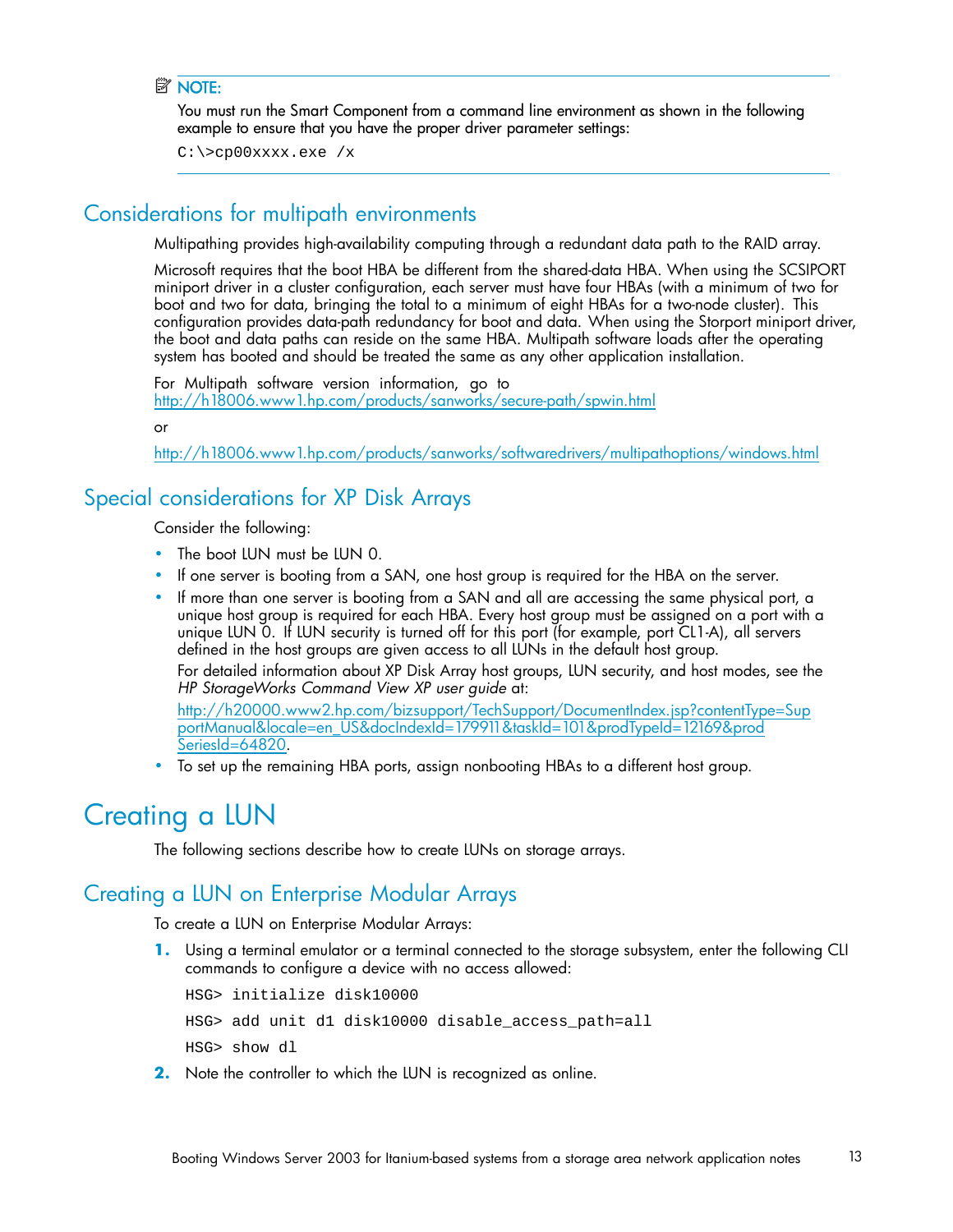**NOTE:**

You must run the Smart Component from a command line environment as shown in the following example to ensure that you have the proper driver parameter settings:

```
C:\>cp00xxxx.exe /x
```

## Considerations for multipath environments

Multipathing provides high-availability computing through a redundant data path to the RAID array.

Microsoft requires that the boot HBA be different from the shared-data HBA. When using the SCSIPORT miniport driver in a cluster configuration, each server must have four HBAs (with a minimum of two for boot and two for data, bringing the total to a minimum of eight HBAs for a two-node cluster). This configuration provides data-path redundancy for boot and data. When using the Storport miniport driver, the boot and data paths can reside on the same HBA. Multipath software loads after the operating system has booted and should be treated the same as any other application installation.

For Multipath software version information, go to http://h18006.www1.hp.com/products/sanworks/secure-path/spwin.html

or

http://h18006.www1.hp.com/products/sanworks/softwaredrivers/multipathoptions/windows.html

## Special considerations for XP Disk Arrays

Consider the following:

- The boot LUN must be LUN 0.
- If one server is booting from a SAN, one host group is required for the HBA on the server.
- If more than one server is booting from a SAN and all are accessing the same physical port, a unique host group is required for each HBA. Every host group must be assigned on a port with a unique LUN 0. If LUN security is turned off for this port (for example, port CL1-A), all servers defined in the host groups are given access to all LUNs in the default host group.

  For detailed information about XP Disk Array host groups, LUN security, and host modes, see the *HP StorageWorks Command View XP user guide* at:

  http://h20000.www2.hp.com/bizsupport/TechSupport/DocumentIndex.jsp?contentType=SupportManual&locale=en_US&docIndexId=179911&taskId=101&prodTypeId=12169&prodSeriesId=64820.
- To set up the remaining HBA ports, assign nonbooting HBAs to a different host group.

# Creating a LUN

The following sections describe how to create LUNs on storage arrays.

## Creating a LUN on Enterprise Modular Arrays

To create a LUN on Enterprise Modular Arrays:

1. Using a terminal emulator or a terminal connected to the storage subsystem, enter the following CLI commands to configure a device with no access allowed:

   ```
   HSG> initialize disk10000
   HSG> add unit d1 disk10000 disable_access_path=all
   HSG> show dl
   ```

2. Note the controller to which the LUN is recognized as online.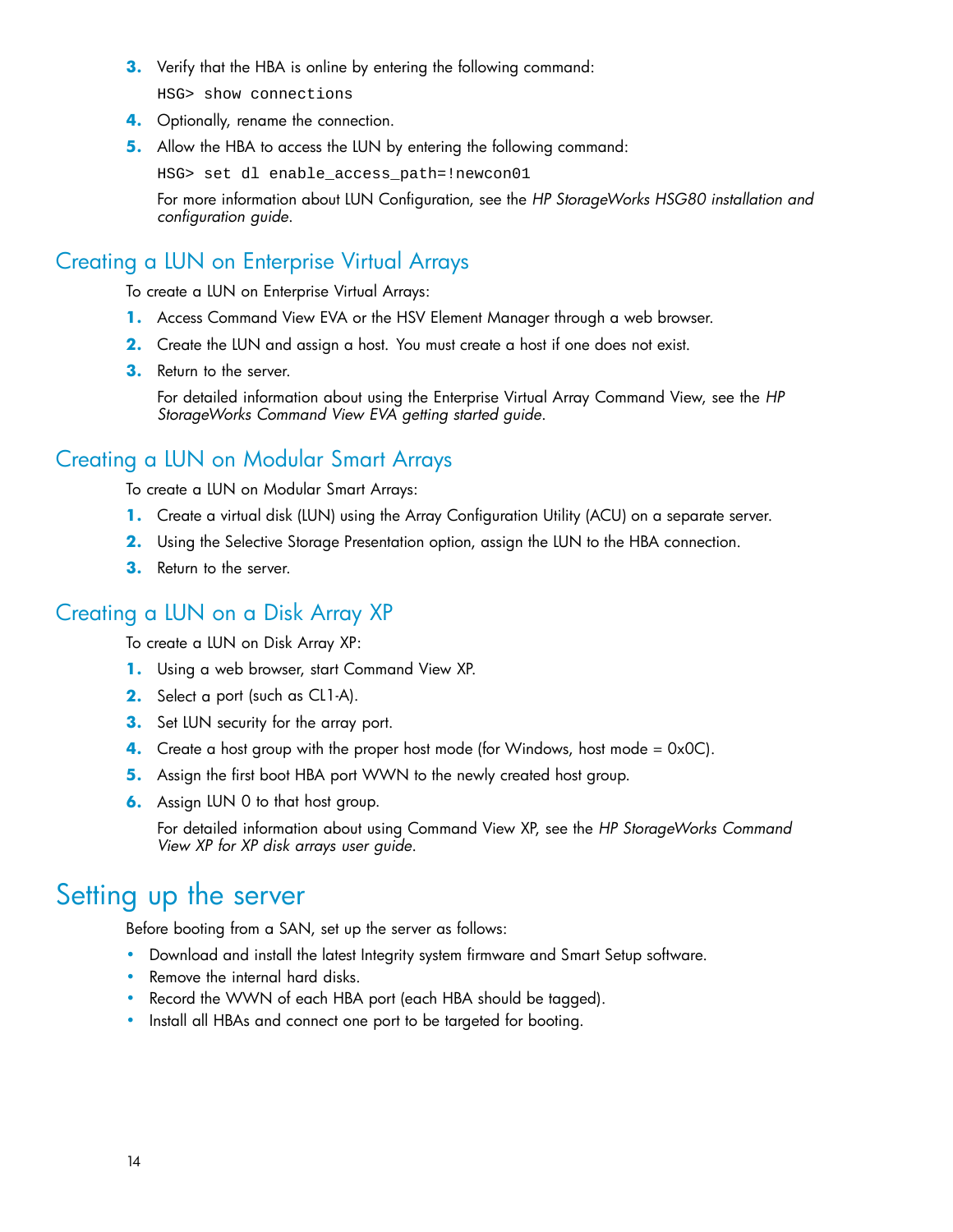3. Verify that the HBA is online by entering the following command:

   ```
   HSG> show connections
   ```

4. Optionally, rename the connection.
5. Allow the HBA to access the LUN by entering the following command:

   ```
   HSG> set dl enable_access_path=!newcon01
   ```

   For more information about LUN Configuration, see the *HP StorageWorks HSG80 installation and configuration guide*.

## Creating a LUN on Enterprise Virtual Arrays

To create a LUN on Enterprise Virtual Arrays:

1. Access Command View EVA or the HSV Element Manager through a web browser.
2. Create the LUN and assign a host. You must create a host if one does not exist.
3. Return to the server.

   For detailed information about using the Enterprise Virtual Array Command View, see the *HP StorageWorks Command View EVA getting started guide*.

## Creating a LUN on Modular Smart Arrays

To create a LUN on Modular Smart Arrays:

1. Create a virtual disk (LUN) using the Array Configuration Utility (ACU) on a separate server.
2. Using the Selective Storage Presentation option, assign the LUN to the HBA connection.
3. Return to the server.

## Creating a LUN on a Disk Array XP

To create a LUN on Disk Array XP:

1. Using a web browser, start Command View XP.
2. Select a port (such as CL1-A).
3. Set LUN security for the array port.
4. Create a host group with the proper host mode (for Windows, host mode = 0x0C).
5. Assign the first boot HBA port WWN to the newly created host group.
6. Assign LUN 0 to that host group.

   For detailed information about using Command View XP, see the *HP StorageWorks Command View XP for XP disk arrays user guide*.

# Setting up the server

Before booting from a SAN, set up the server as follows:

- Download and install the latest Integrity system firmware and Smart Setup software.
- Remove the internal hard disks.
- Record the WWN of each HBA port (each HBA should be tagged).
- Install all HBAs and connect one port to be targeted for booting.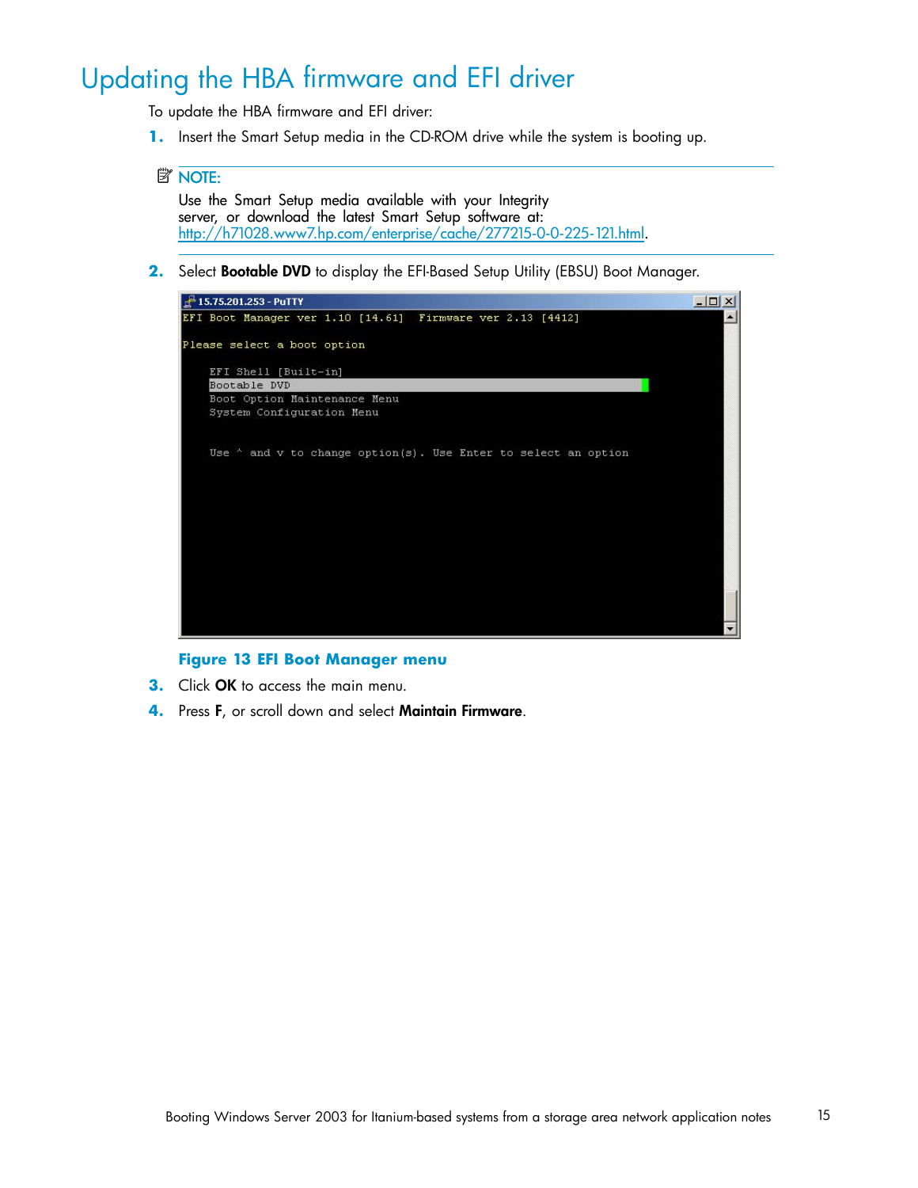# Updating the HBA firmware and EFI driver

To update the HBA firmware and EFI driver:

1. Insert the Smart Setup media in the CD-ROM drive while the system is booting up.

> **NOTE:**
> Use the Smart Setup media available with your Integrity server, or download the latest Smart Setup software at: http://h71028.www7.hp.com/enterprise/cache/277215-0-0-225-121.html.

2. Select **Bootable DVD** to display the EFI-Based Setup Utility (EBSU) Boot Manager.

```
EFI Boot Manager ver 1.10 [14.61]  Firmware ver 2.13 [4412]

Please select a boot option

    EFI Shell [Built-in]
    Bootable DVD
    Boot Option Maintenance Menu
    System Configuration Menu


    Use ^ and v to change option(s). Use Enter to select an option
```

**Figure 13 EFI Boot Manager menu**

3. Click **OK** to access the main menu.
4. Press **F**, or scroll down and select **Maintain Firmware**.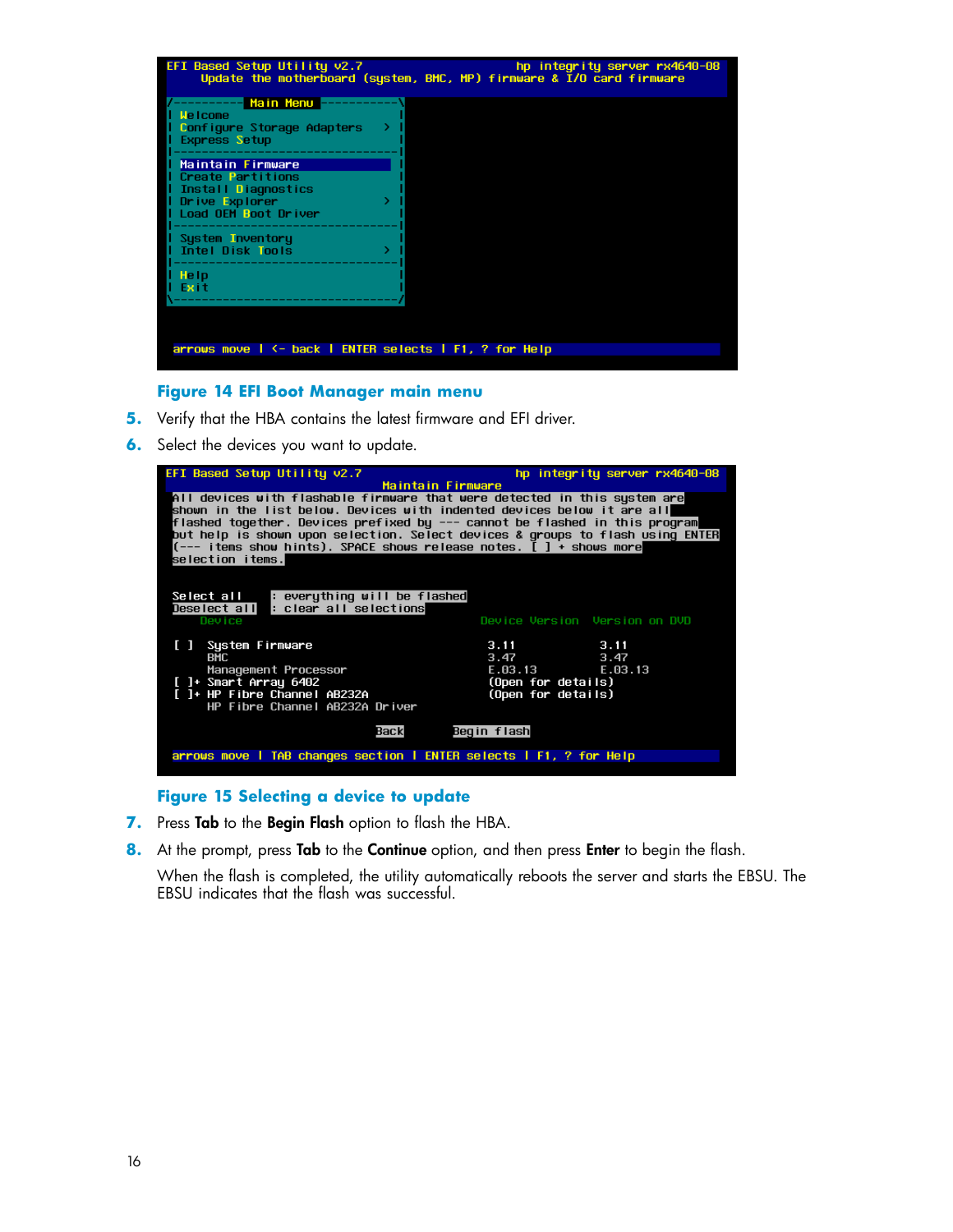```
EFI Based Setup Utility v2.7                    hp integrity server rx4640-08
     Update the motherboard (system, BMC, MP) firmware & I/O card firmware

/----------- Main Menu -------------\
| Welcome                           |
| Configure Storage Adapters      > |
| Express Setup                     |
|-----------------------------------|
| Maintain Firmware                 |
| Create Partitions                 |
| Install Diagnostics               |
| Drive Explorer                  > |
| Load OEM Boot Driver              |
|-----------------------------------|
| System Inventory                  |
| Intel Disk Tools                > |
|-----------------------------------|
| Help                              |
| Exit                              |
\-----------------------------------/

 arrows move | <- back | ENTER selects | F1, ? for Help
```

**Figure 14 EFI Boot Manager main menu**

5. Verify that the HBA contains the latest firmware and EFI driver.
6. Select the devices you want to update.

```
EFI Based Setup Utility v2.7                    hp integrity server rx4640-08
                              Maintain Firmware
 All devices with flashable firmware that were detected in this system are
 shown in the list below. Devices with indented devices below it are all
 flashed together. Devices prefixed by --- cannot be flashed in this program
 but help is shown upon selection. Select devices & groups to flash using ENTER
 (--- items show hints). SPACE shows release notes. [ ] + shows more
 selection items.

 Select all     : everything will be flashed
 Deselect all   : clear all selections
     Device                                         Device Version  Version on DVD

 [ ]  System Firmware                                3.11            3.11
      BMC                                            3.47            3.47
      Management Processor                           E.03.13         E.03.13
 [ ]+ Smart Array 6402                               (Open for details)
 [ ]+ HP Fibre Channel AB232A                        (Open for details)
      HP Fibre Channel AB232A Driver

                             Back          Begin flash

 arrows move | TAB changes section | ENTER selects | F1, ? for Help
```

**Figure 15 Selecting a device to update**

7. Press **Tab** to the **Begin Flash** option to flash the HBA.
8. At the prompt, press **Tab** to the **Continue** option, and then press **Enter** to begin the flash.

   When the flash is completed, the utility automatically reboots the server and starts the EBSU. The EBSU indicates that the flash was successful.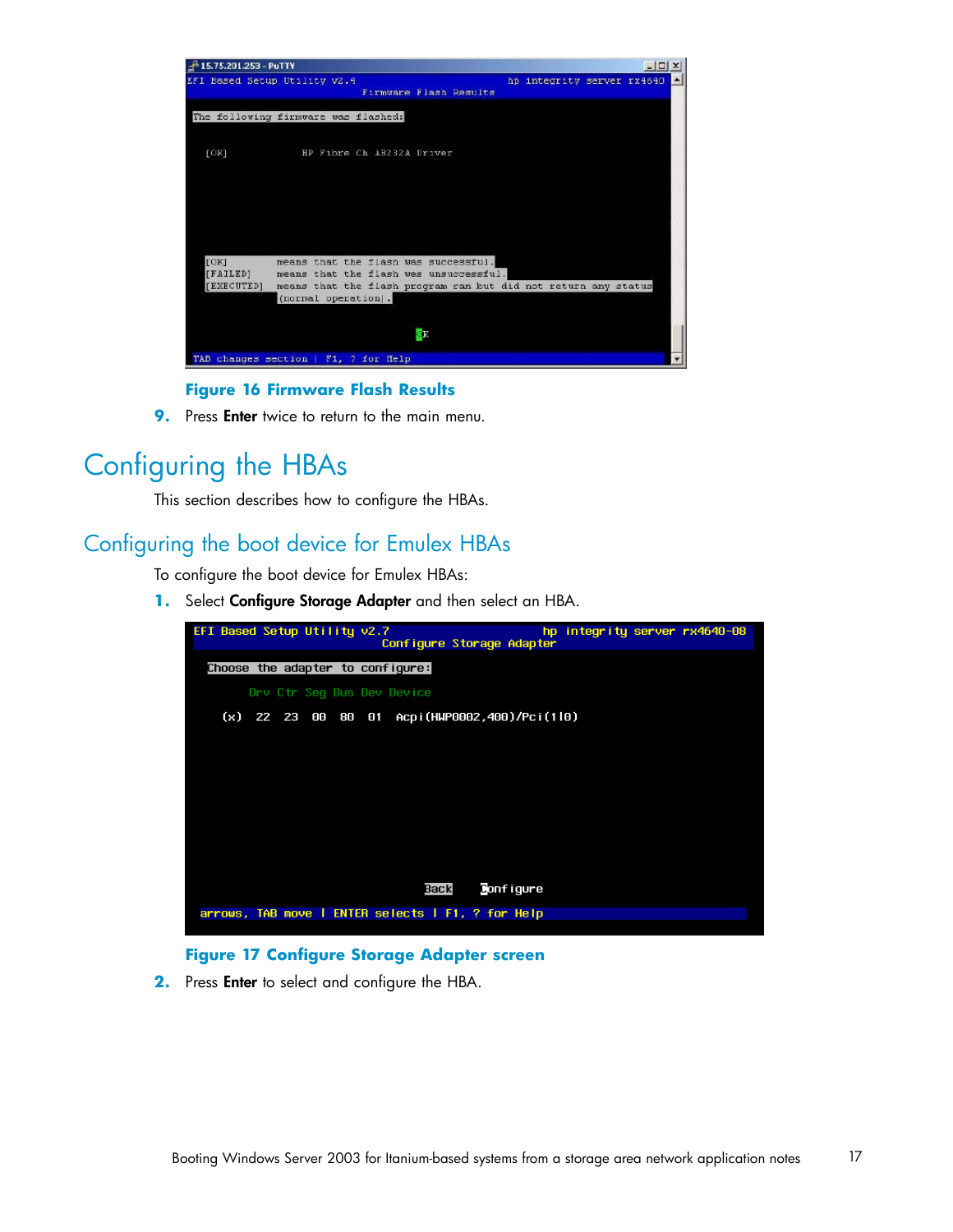Figure 16 Firmware Flash Results

9. Press **Enter** twice to return to the main menu.

# Configuring the HBAs

This section describes how to configure the HBAs.

## Configuring the boot device for Emulex HBAs

To configure the boot device for Emulex HBAs:

1. Select **Configure Storage Adapter** and then select an HBA.

Figure 17 Configure Storage Adapter screen

2. Press **Enter** to select and configure the HBA.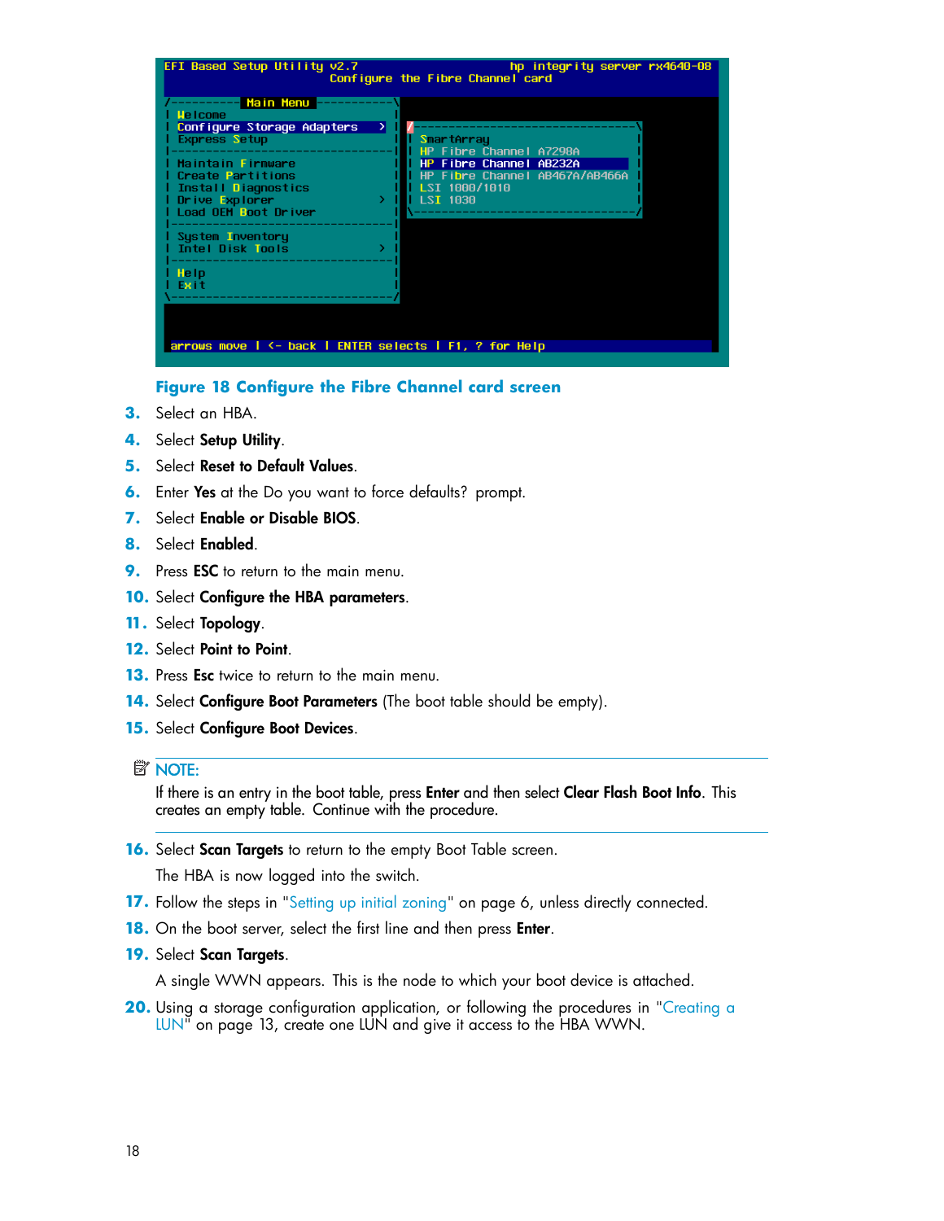**Figure 18 Configure the Fibre Channel card screen**

3. Select an HBA.
4. Select **Setup Utility**.
5. Select **Reset to Default Values**.
6. Enter **Yes** at the Do you want to force defaults? prompt.
7. Select **Enable or Disable BIOS**.
8. Select **Enabled**.
9. Press **ESC** to return to the main menu.
10. Select **Configure the HBA parameters**.
11. Select **Topology**.
12. Select **Point to Point**.
13. Press **Esc** twice to return to the main menu.
14. Select **Configure Boot Parameters** (The boot table should be empty).
15. Select **Configure Boot Devices**.

**NOTE:**

If there is an entry in the boot table, press **Enter** and then select **Clear Flash Boot Info**. This creates an empty table. Continue with the procedure.

16. Select **Scan Targets** to return to the empty Boot Table screen.

    The HBA is now logged into the switch.
17. Follow the steps in "Setting up initial zoning" on page 6, unless directly connected.
18. On the boot server, select the first line and then press **Enter**.
19. Select **Scan Targets**.

    A single WWN appears. This is the node to which your boot device is attached.
20. Using a storage configuration application, or following the procedures in "Creating a LUN" on page 13, create one LUN and give it access to the HBA WWN.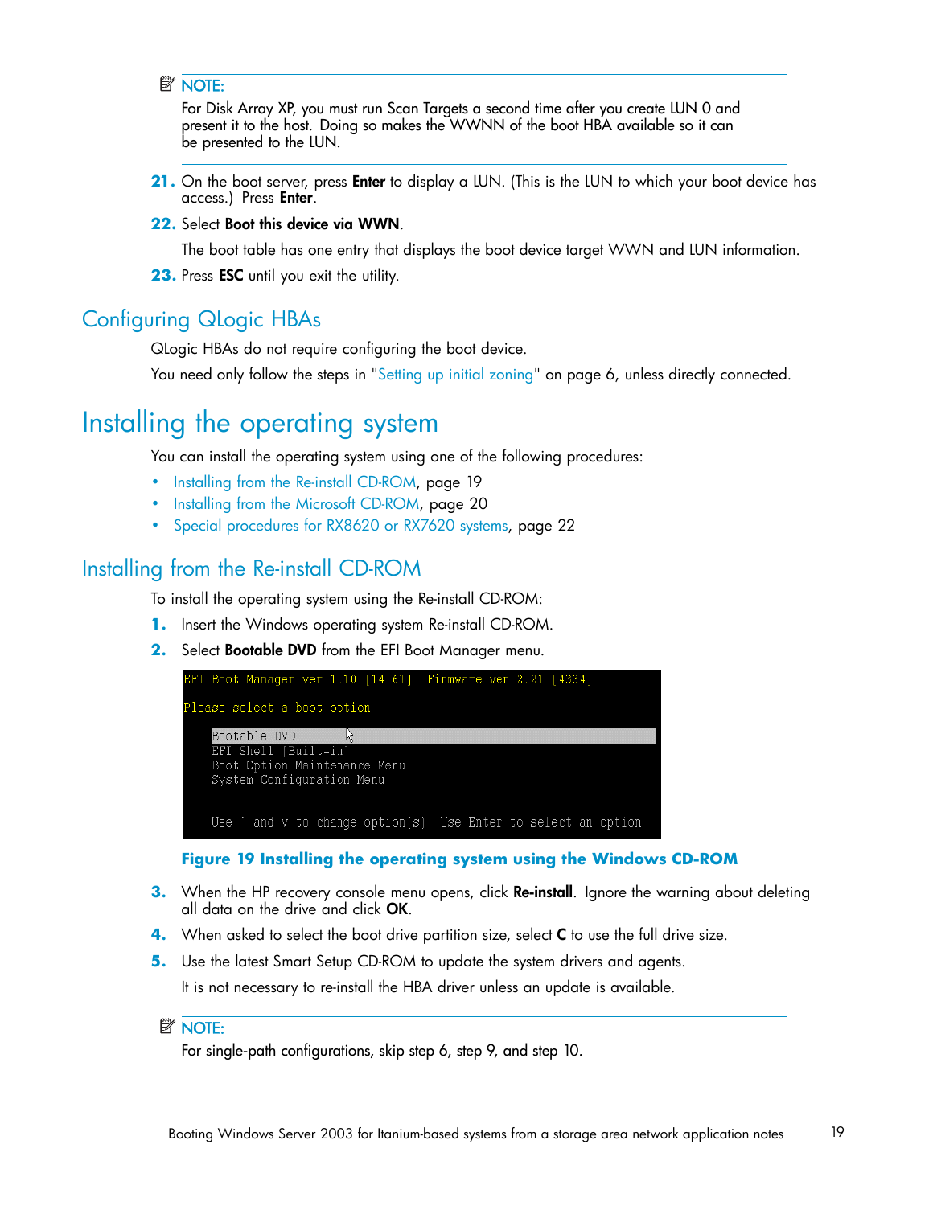**NOTE:**

For Disk Array XP, you must run Scan Targets a second time after you create LUN 0 and present it to the host. Doing so makes the WWNN of the boot HBA available so it can be presented to the LUN.

21. On the boot server, press **Enter** to display a LUN. (This is the LUN to which your boot device has access.) Press **Enter**.
22. Select **Boot this device via WWN**.

    The boot table has one entry that displays the boot device target WWN and LUN information.
23. Press **ESC** until you exit the utility.

## Configuring QLogic HBAs

QLogic HBAs do not require configuring the boot device.

You need only follow the steps in "Setting up initial zoning" on page 6, unless directly connected.

# Installing the operating system

You can install the operating system using one of the following procedures:

- Installing from the Re-install CD-ROM, page 19
- Installing from the Microsoft CD-ROM, page 20
- Special procedures for RX8620 or RX7620 systems, page 22

## Installing from the Re-install CD-ROM

To install the operating system using the Re-install CD-ROM:

1. Insert the Windows operating system Re-install CD-ROM.
2. Select **Bootable DVD** from the EFI Boot Manager menu.

```
EFI Boot Manager ver 1.10 [14.61]  Firmware ver 2.21 [4334]

Please select a boot option

    Bootable DVD
    EFI Shell [Built-in]
    Boot Option Maintenance Menu
    System Configuration Menu

    Use ^ and v to change option(s). Use Enter to select an option
```

**Figure 19 Installing the operating system using the Windows CD-ROM**

3. When the HP recovery console menu opens, click **Re-install**. Ignore the warning about deleting all data on the drive and click **OK**.
4. When asked to select the boot drive partition size, select **C** to use the full drive size.
5. Use the latest Smart Setup CD-ROM to update the system drivers and agents.

   It is not necessary to re-install the HBA driver unless an update is available.

**NOTE:**

For single-path configurations, skip step 6, step 9, and step 10.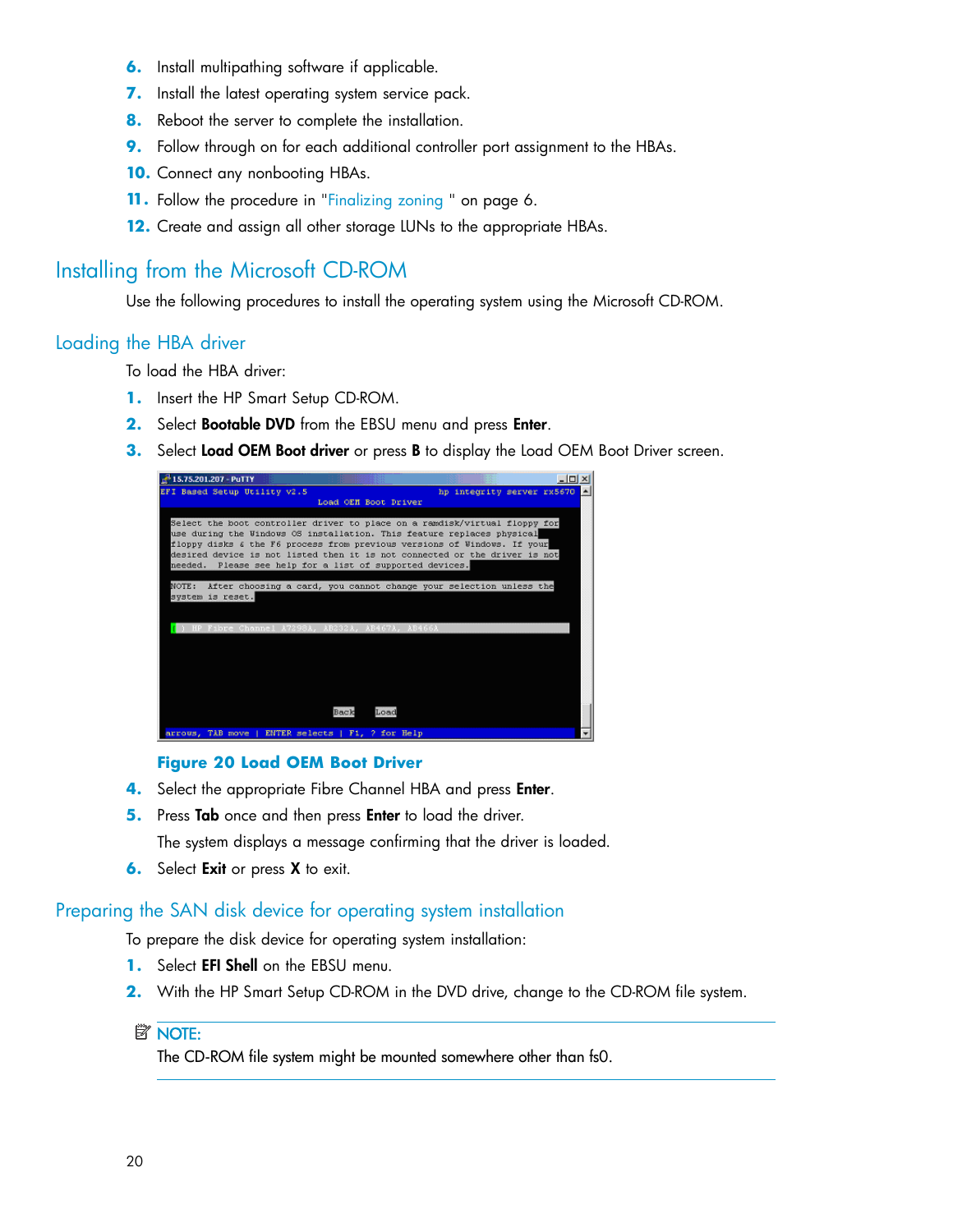6. Install multipathing software if applicable.
7. Install the latest operating system service pack.
8. Reboot the server to complete the installation.
9. Follow through on for each additional controller port assignment to the HBAs.
10. Connect any nonbooting HBAs.
11. Follow the procedure in "Finalizing zoning " on page 6.
12. Create and assign all other storage LUNs to the appropriate HBAs.

## Installing from the Microsoft CD-ROM

Use the following procedures to install the operating system using the Microsoft CD-ROM.

### Loading the HBA driver

To load the HBA driver:

1. Insert the HP Smart Setup CD-ROM.
2. Select **Bootable DVD** from the EBSU menu and press **Enter**.
3. Select **Load OEM Boot driver** or press **B** to display the Load OEM Boot Driver screen.

**Figure 20 Load OEM Boot Driver**

4. Select the appropriate Fibre Channel HBA and press **Enter**.
5. Press **Tab** once and then press **Enter** to load the driver.

   The system displays a message confirming that the driver is loaded.
6. Select **Exit** or press **X** to exit.

### Preparing the SAN disk device for operating system installation

To prepare the disk device for operating system installation:

1. Select **EFI Shell** on the EBSU menu.
2. With the HP Smart Setup CD-ROM in the DVD drive, change to the CD-ROM file system.

> **NOTE:**
> The CD-ROM file system might be mounted somewhere other than fs0.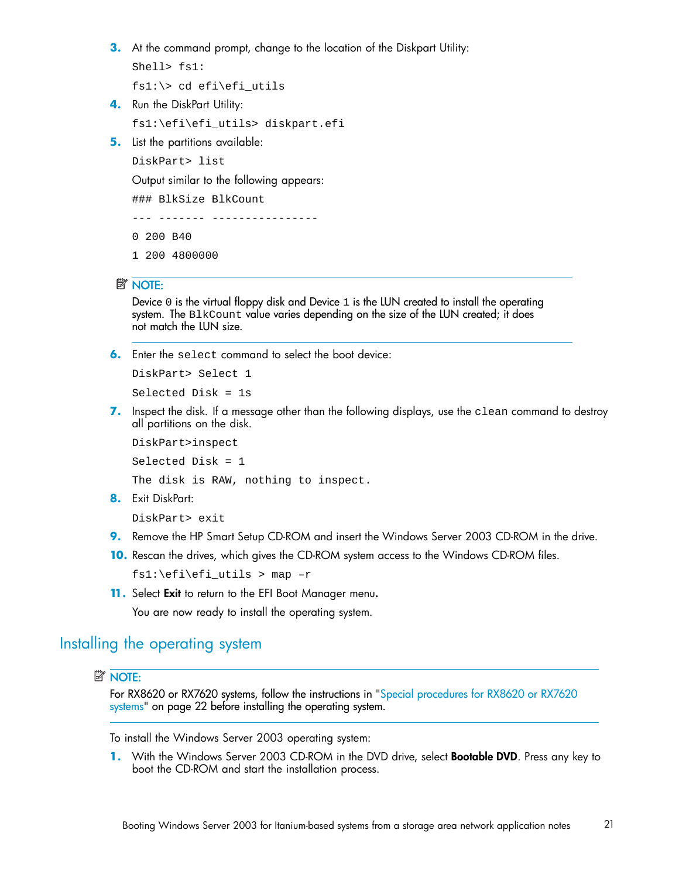3. At the command prompt, change to the location of the Diskpart Utility:

   ```
   Shell> fs1:
   fs1:\> cd efi\efi_utils
   ```

4. Run the DiskPart Utility:

   ```
   fs1:\efi\efi_utils> diskpart.efi
   ```

5. List the partitions available:

   ```
   DiskPart> list
   ```

   Output similar to the following appears:

   ```
   ### BlkSize BlkCount
   --- ------- ----------------
   0 200 B40
   1 200 4800000
   ```

   **NOTE:**
   Device `0` is the virtual floppy disk and Device `1` is the LUN created to install the operating system. The `BlkCount` value varies depending on the size of the LUN created; it does not match the LUN size.

6. Enter the `select` command to select the boot device:

   ```
   DiskPart> Select 1
   Selected Disk = 1s
   ```

7. Inspect the disk. If a message other than the following displays, use the `clean` command to destroy all partitions on the disk.

   ```
   DiskPart>inspect
   Selected Disk = 1
   The disk is RAW, nothing to inspect.
   ```

8. Exit DiskPart:

   ```
   DiskPart> exit
   ```

9. Remove the HP Smart Setup CD-ROM and insert the Windows Server 2003 CD-ROM in the drive.
10. Rescan the drives, which gives the CD-ROM system access to the Windows CD-ROM files.

    ```
    fs1:\efi\efi_utils > map –r
    ```

11. Select **Exit** to return to the EFI Boot Manager menu.

    You are now ready to install the operating system.

## Installing the operating system

**NOTE:**
For RX8620 or RX7620 systems, follow the instructions in "Special procedures for RX8620 or RX7620 systems" on page 22 before installing the operating system.

To install the Windows Server 2003 operating system:

1. With the Windows Server 2003 CD-ROM in the DVD drive, select **Bootable DVD**. Press any key to boot the CD-ROM and start the installation process.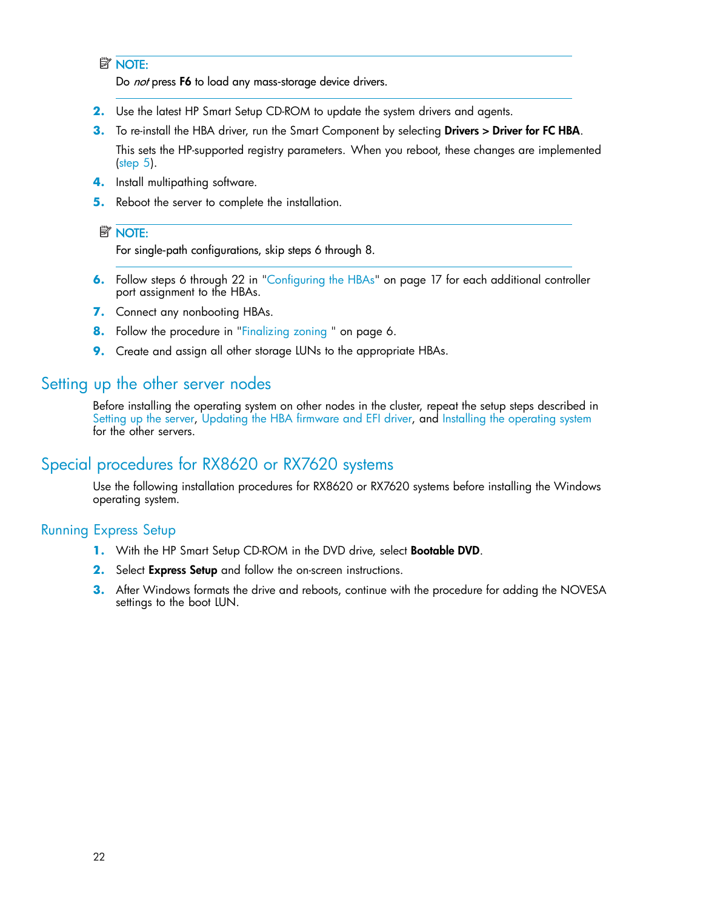**NOTE:**

Do *not* press **F6** to load any mass-storage device drivers.

2. Use the latest HP Smart Setup CD-ROM to update the system drivers and agents.
3. To re-install the HBA driver, run the Smart Component by selecting **Drivers > Driver for FC HBA**.

   This sets the HP-supported registry parameters. When you reboot, these changes are implemented (step 5).
4. Install multipathing software.
5. Reboot the server to complete the installation.

**NOTE:**

For single-path configurations, skip steps 6 through 8.

6. Follow steps 6 through 22 in "Configuring the HBAs" on page 17 for each additional controller port assignment to the HBAs.
7. Connect any nonbooting HBAs.
8. Follow the procedure in "Finalizing zoning " on page 6.
9. Create and assign all other storage LUNs to the appropriate HBAs.

## Setting up the other server nodes

Before installing the operating system on other nodes in the cluster, repeat the setup steps described in Setting up the server, Updating the HBA firmware and EFI driver, and Installing the operating system for the other servers.

## Special procedures for RX8620 or RX7620 systems

Use the following installation procedures for RX8620 or RX7620 systems before installing the Windows operating system.

### Running Express Setup

1. With the HP Smart Setup CD-ROM in the DVD drive, select **Bootable DVD**.
2. Select **Express Setup** and follow the on-screen instructions.
3. After Windows formats the drive and reboots, continue with the procedure for adding the NOVESA settings to the boot LUN.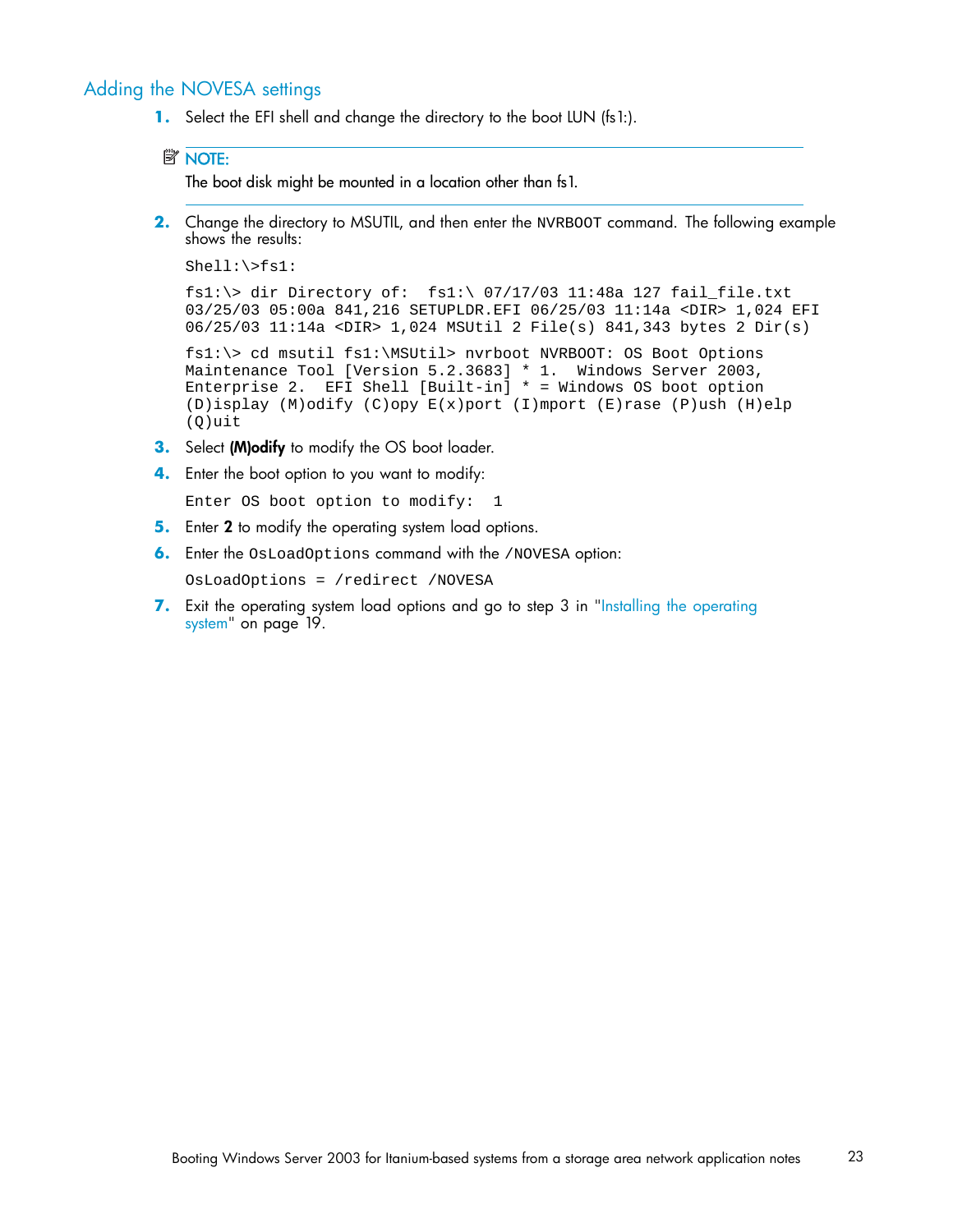## Adding the NOVESA settings

1. Select the EFI shell and change the directory to the boot LUN (fs1:).

   **NOTE:**
   The boot disk might be mounted in a location other than fs1.

2. Change the directory to MSUTIL, and then enter the NVRBOOT command. The following example shows the results:

   ```
   Shell:\>fs1:
   ```

   ```
   fs1:\> dir Directory of:  fs1:\ 07/17/03 11:48a 127 fail_file.txt
   03/25/03 05:00a 841,216 SETUPLDR.EFI 06/25/03 11:14a <DIR> 1,024 EFI
   06/25/03 11:14a <DIR> 1,024 MSUtil 2 File(s) 841,343 bytes 2 Dir(s)
   ```

   ```
   fs1:\> cd msutil fs1:\MSUtil> nvrboot NVRBOOT: OS Boot Options
   Maintenance Tool [Version 5.2.3683] * 1.  Windows Server 2003,
   Enterprise 2.  EFI Shell [Built-in] * = Windows OS boot option
   (D)isplay (M)odify (C)opy E(x)port (I)mport (E)rase (P)ush (H)elp
   (Q)uit
   ```

3. Select **(M)odify** to modify the OS boot loader.
4. Enter the boot option to you want to modify:

   ```
   Enter OS boot option to modify:  1
   ```

5. Enter **2** to modify the operating system load options.
6. Enter the `OsLoadOptions` command with the `/NOVESA` option:

   ```
   OsLoadOptions = /redirect /NOVESA
   ```

7. Exit the operating system load options and go to step 3 in "Installing the operating system" on page 19.